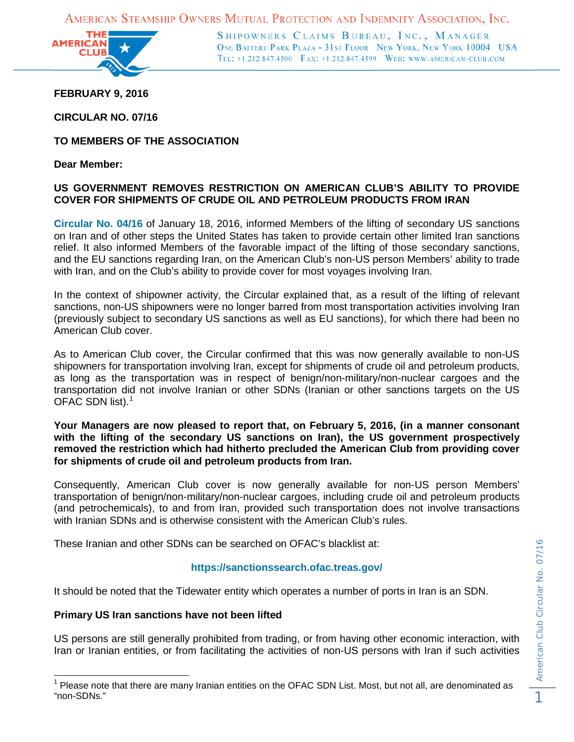AMERICAN STEAMSHIP OWNERS MUTUAL PROTECTION AND INDEMNITY ASSOCIATION, INC.

SHIPOWNERS CLAIMS BUREAU, INC., MANAGER
ONE BATTERY PARK PLAZA - 31ST FLOOR NEW YORK, NEW YORK 10004 USA
TEL: +1.212.847.4500 FAX: +1.212.847.4599 WEB: WWW.AMERICAN-CLUB.COM

**FEBRUARY 9, 2016**

**CIRCULAR NO. 07/16**

**TO MEMBERS OF THE ASSOCIATION**

**Dear Member:**

**US GOVERNMENT REMOVES RESTRICTION ON AMERICAN CLUB'S ABILITY TO PROVIDE COVER FOR SHIPMENTS OF CRUDE OIL AND PETROLEUM PRODUCTS FROM IRAN**

**Circular No. 04/16** of January 18, 2016, informed Members of the lifting of secondary US sanctions on Iran and of other steps the United States has taken to provide certain other limited Iran sanctions relief. It also informed Members of the favorable impact of the lifting of those secondary sanctions, and the EU sanctions regarding Iran, on the American Club's non-US person Members' ability to trade with Iran, and on the Club's ability to provide cover for most voyages involving Iran.

In the context of shipowner activity, the Circular explained that, as a result of the lifting of relevant sanctions, non-US shipowners were no longer barred from most transportation activities involving Iran (previously subject to secondary US sanctions as well as EU sanctions), for which there had been no American Club cover.

As to American Club cover, the Circular confirmed that this was now generally available to non-US shipowners for transportation involving Iran, except for shipments of crude oil and petroleum products, as long as the transportation was in respect of benign/non-military/non-nuclear cargoes and the transportation did not involve Iranian or other SDNs (Iranian or other sanctions targets on the US OFAC SDN list).[1]

**Your Managers are now pleased to report that, on February 5, 2016, (in a manner consonant with the lifting of the secondary US sanctions on Iran), the US government prospectively removed the restriction which had hitherto precluded the American Club from providing cover for shipments of crude oil and petroleum products from Iran.**

Consequently, American Club cover is now generally available for non-US person Members' transportation of benign/non-military/non-nuclear cargoes, including crude oil and petroleum products (and petrochemicals), to and from Iran, provided such transportation does not involve transactions with Iranian SDNs and is otherwise consistent with the American Club's rules.

These Iranian and other SDNs can be searched on OFAC's blacklist at:

**https://sanctionssearch.ofac.treas.gov/**

It should be noted that the Tidewater entity which operates a number of ports in Iran is an SDN.

**Primary US Iran sanctions have not been lifted**

US persons are still generally prohibited from trading, or from having other economic interaction, with Iran or Iranian entities, or from facilitating the activities of non-US persons with Iran if such activities

[1] Please note that there are many Iranian entities on the OFAC SDN List. Most, but not all, are denominated as "non-SDNs."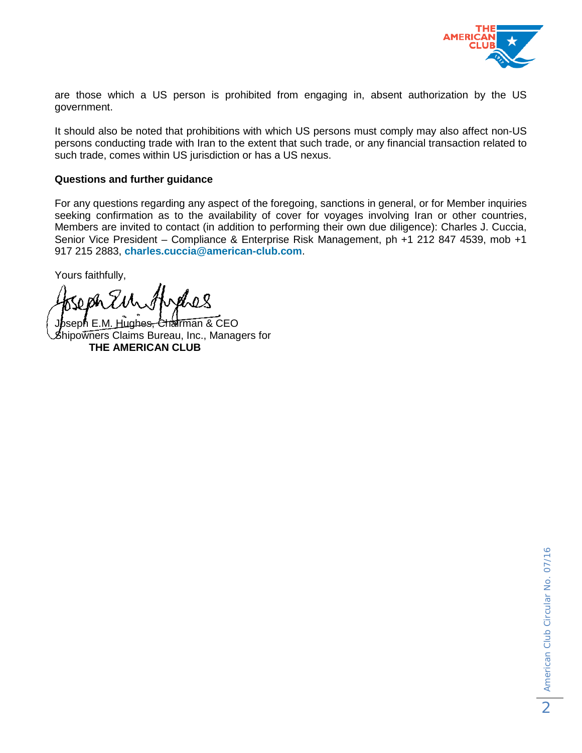are those which a US person is prohibited from engaging in, absent authorization by the US government.

It should also be noted that prohibitions with which US persons must comply may also affect non-US persons conducting trade with Iran to the extent that such trade, or any financial transaction related to such trade, comes within US jurisdiction or has a US nexus.

**Questions and further guidance**

For any questions regarding any aspect of the foregoing, sanctions in general, or for Member inquiries seeking confirmation as to the availability of cover for voyages involving Iran or other countries, Members are invited to contact (in addition to performing their own due diligence): Charles J. Cuccia, Senior Vice President – Compliance & Enterprise Risk Management, ph +1 212 847 4539, mob +1 917 215 2883, **charles.cuccia@american-club.com**.

Yours faithfully,

Joseph E.M. Hughes, Chairman & CEO
Shipowners Claims Bureau, Inc., Managers for
**THE AMERICAN CLUB**